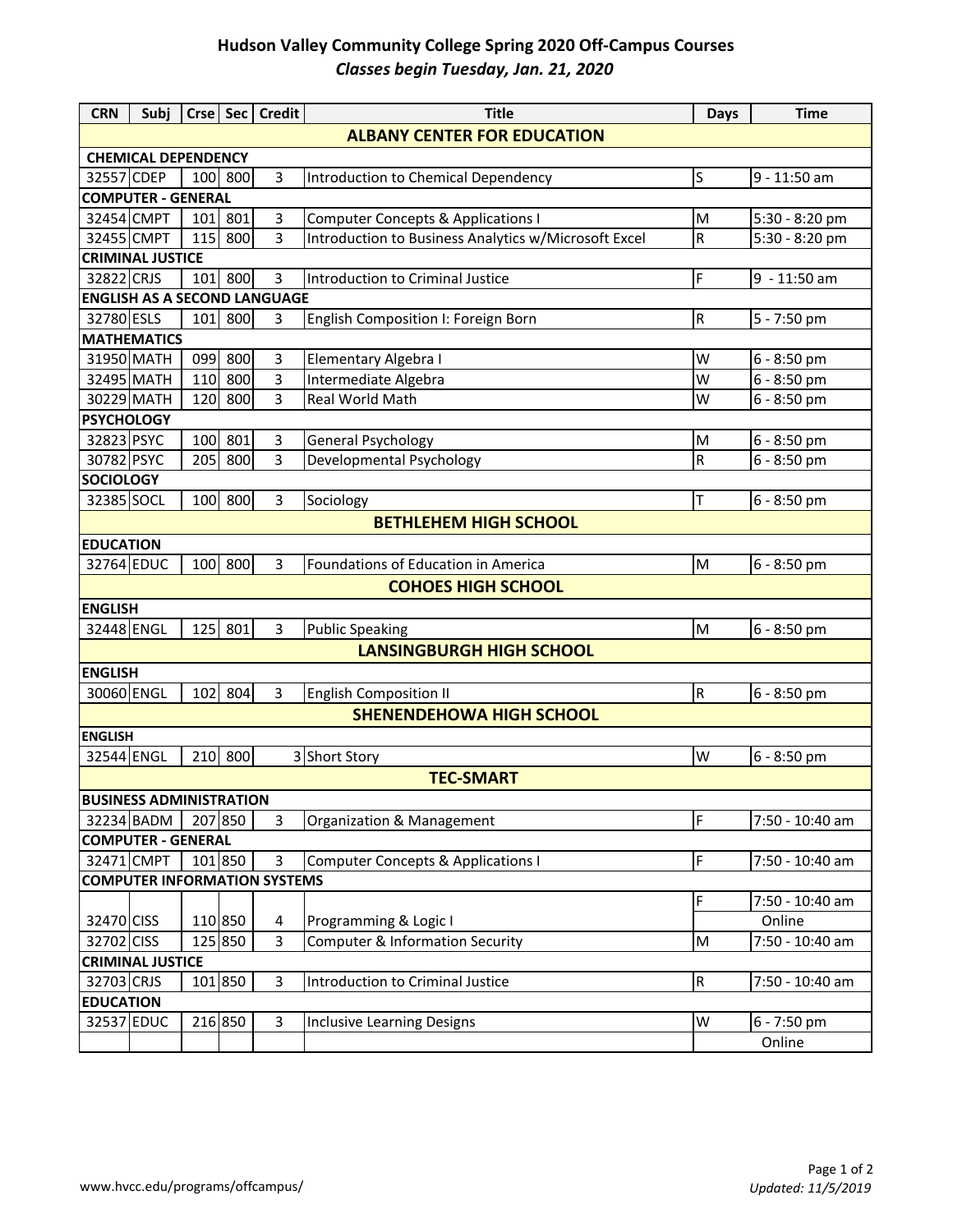# Hudson Valley Community College Spring 2020 Off-Campus Courses

*Classes begin Tuesday, Jan. 21, 2020*

| CRN | Subj | Crse | Sec | Credit | Title | Days | Time |
|---|---|---|---|---|---|---|---|
| **ALBANY CENTER FOR EDUCATION** | | | | | | | |
| **CHEMICAL DEPENDENCY** | | | | | | | |
| 32557 | CDEP | 100 | 800 | 3 | Introduction to Chemical Dependency | S | 9 - 11:50 am |
| **COMPUTER - GENERAL** | | | | | | | |
| 32454 | CMPT | 101 | 801 | 3 | Computer Concepts & Applications I | M | 5:30 - 8:20 pm |
| 32455 | CMPT | 115 | 800 | 3 | Introduction to Business Analytics w/Microsoft Excel | R | 5:30 - 8:20 pm |
| **CRIMINAL JUSTICE** | | | | | | | |
| 32822 | CRJS | 101 | 800 | 3 | Introduction to Criminal Justice | F | 9 - 11:50 am |
| **ENGLISH AS A SECOND LANGUAGE** | | | | | | | |
| 32780 | ESLS | 101 | 800 | 3 | English Composition I: Foreign Born | R | 5 - 7:50 pm |
| **MATHEMATICS** | | | | | | | |
| 31950 | MATH | 099 | 800 | 3 | Elementary Algebra I | W | 6 - 8:50 pm |
| 32495 | MATH | 110 | 800 | 3 | Intermediate Algebra | W | 6 - 8:50 pm |
| 30229 | MATH | 120 | 800 | 3 | Real World Math | W | 6 - 8:50 pm |
| **PSYCHOLOGY** | | | | | | | |
| 32823 | PSYC | 100 | 801 | 3 | General Psychology | M | 6 - 8:50 pm |
| 30782 | PSYC | 205 | 800 | 3 | Developmental Psychology | R | 6 - 8:50 pm |
| **SOCIOLOGY** | | | | | | | |
| 32385 | SOCL | 100 | 800 | 3 | Sociology | T | 6 - 8:50 pm |
| **BETHLEHEM HIGH SCHOOL** | | | | | | | |
| **EDUCATION** | | | | | | | |
| 32764 | EDUC | 100 | 800 | 3 | Foundations of Education in America | M | 6 - 8:50 pm |
| **COHOES HIGH SCHOOL** | | | | | | | |
| **ENGLISH** | | | | | | | |
| 32448 | ENGL | 125 | 801 | 3 | Public Speaking | M | 6 - 8:50 pm |
| **LANSINGBURGH HIGH SCHOOL** | | | | | | | |
| **ENGLISH** | | | | | | | |
| 30060 | ENGL | 102 | 804 | 3 | English Composition II | R | 6 - 8:50 pm |
| **SHENENDEHOWA HIGH SCHOOL** | | | | | | | |
| **ENGLISH** | | | | | | | |
| 32544 | ENGL | 210 | 800 | 3 | Short Story | W | 6 - 8:50 pm |
| **TEC-SMART** | | | | | | | |
| **BUSINESS ADMINISTRATION** | | | | | | | |
| 32234 | BADM | 207 | 850 | 3 | Organization & Management | F | 7:50 - 10:40 am |
| **COMPUTER - GENERAL** | | | | | | | |
| 32471 | CMPT | 101 | 850 | 3 | Computer Concepts & Applications I | F | 7:50 - 10:40 am |
| **COMPUTER INFORMATION SYSTEMS** | | | | | | | |
| 32470 | CISS | 110 | 850 | 4 | Programming & Logic I | F | 7:50 - 10:40 am |
| | | | | | | | Online |
| 32702 | CISS | 125 | 850 | 3 | Computer & Information Security | M | 7:50 - 10:40 am |
| **CRIMINAL JUSTICE** | | | | | | | |
| 32703 | CRJS | 101 | 850 | 3 | Introduction to Criminal Justice | R | 7:50 - 10:40 am |
| **EDUCATION** | | | | | | | |
| 32537 | EDUC | 216 | 850 | 3 | Inclusive Learning Designs | W | 6 - 7:50 pm |
| | | | | | | | Online |

www.hvcc.edu/programs/offcampus/

*Updated: 11/5/2019*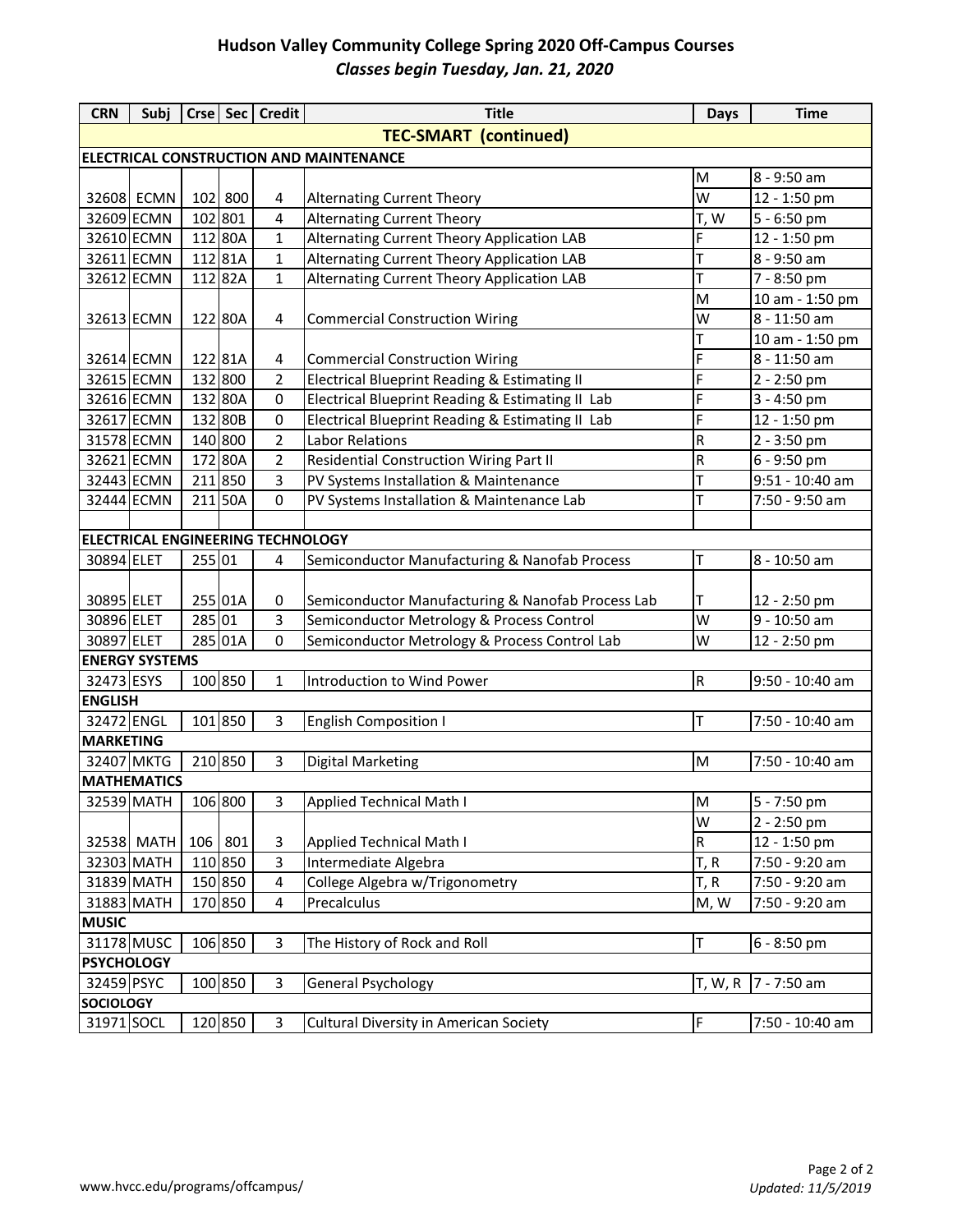# Hudson Valley Community College Spring 2020 Off-Campus Courses

*Classes begin Tuesday, Jan. 21, 2020*

| CRN | Subj | Crse | Sec | Credit | Title | Days | Time |
|---|---|---|---|---|---|---|---|
| **TEC-SMART (continued)** | | | | | | | |
| **ELECTRICAL CONSTRUCTION AND MAINTENANCE** | | | | | | | |
| | | | | | | M | 8 - 9:50 am |
| 32608 | ECMN | 102 | 800 | 4 | Alternating Current Theory | W | 12 - 1:50 pm |
| 32609 | ECMN | 102 | 801 | 4 | Alternating Current Theory | T, W | 5 - 6:50 pm |
| 32610 | ECMN | 112 | 80A | 1 | Alternating Current Theory Application LAB | F | 12 - 1:50 pm |
| 32611 | ECMN | 112 | 81A | 1 | Alternating Current Theory Application LAB | T | 8 - 9:50 am |
| 32612 | ECMN | 112 | 82A | 1 | Alternating Current Theory Application LAB | T | 7 - 8:50 pm |
| | | | | | | M | 10 am - 1:50 pm |
| 32613 | ECMN | 122 | 80A | 4 | Commercial Construction Wiring | W | 8 - 11:50 am |
| | | | | | | T | 10 am - 1:50 pm |
| 32614 | ECMN | 122 | 81A | 4 | Commercial Construction Wiring | F | 8 - 11:50 am |
| 32615 | ECMN | 132 | 800 | 2 | Electrical Blueprint Reading & Estimating II | F | 2 - 2:50 pm |
| 32616 | ECMN | 132 | 80A | 0 | Electrical Blueprint Reading & Estimating II Lab | F | 3 - 4:50 pm |
| 32617 | ECMN | 132 | 80B | 0 | Electrical Blueprint Reading & Estimating II Lab | F | 12 - 1:50 pm |
| 31578 | ECMN | 140 | 800 | 2 | Labor Relations | R | 2 - 3:50 pm |
| 32621 | ECMN | 172 | 80A | 2 | Residential Construction Wiring Part II | R | 6 - 9:50 pm |
| 32443 | ECMN | 211 | 850 | 3 | PV Systems Installation & Maintenance | T | 9:51 - 10:40 am |
| 32444 | ECMN | 211 | 50A | 0 | PV Systems Installation & Maintenance Lab | T | 7:50 - 9:50 am |
| | | | | | | | |
| **ELECTRICAL ENGINEERING TECHNOLOGY** | | | | | | | |
| 30894 | ELET | 255 | 01 | 4 | Semiconductor Manufacturing & Nanofab Process | T | 8 - 10:50 am |
| 30895 | ELET | 255 | 01A | 0 | Semiconductor Manufacturing & Nanofab Process Lab | T | 12 - 2:50 pm |
| 30896 | ELET | 285 | 01 | 3 | Semiconductor Metrology & Process Control | W | 9 - 10:50 am |
| 30897 | ELET | 285 | 01A | 0 | Semiconductor Metrology & Process Control Lab | W | 12 - 2:50 pm |
| **ENERGY SYSTEMS** | | | | | | | |
| 32473 | ESYS | 100 | 850 | 1 | Introduction to Wind Power | R | 9:50 - 10:40 am |
| **ENGLISH** | | | | | | | |
| 32472 | ENGL | 101 | 850 | 3 | English Composition I | T | 7:50 - 10:40 am |
| **MARKETING** | | | | | | | |
| 32407 | MKTG | 210 | 850 | 3 | Digital Marketing | M | 7:50 - 10:40 am |
| **MATHEMATICS** | | | | | | | |
| 32539 | MATH | 106 | 800 | 3 | Applied Technical Math I | M | 5 - 7:50 pm |
| | | | | | | W | 2 - 2:50 pm |
| 32538 | MATH | 106 | 801 | 3 | Applied Technical Math I | R | 12 - 1:50 pm |
| 32303 | MATH | 110 | 850 | 3 | Intermediate Algebra | T, R | 7:50 - 9:20 am |
| 31839 | MATH | 150 | 850 | 4 | College Algebra w/Trigonometry | T, R | 7:50 - 9:20 am |
| 31883 | MATH | 170 | 850 | 4 | Precalculus | M, W | 7:50 - 9:20 am |
| **MUSIC** | | | | | | | |
| 31178 | MUSC | 106 | 850 | 3 | The History of Rock and Roll | T | 6 - 8:50 pm |
| **PSYCHOLOGY** | | | | | | | |
| 32459 | PSYC | 100 | 850 | 3 | General Psychology | T, W, R | 7 - 7:50 am |
| **SOCIOLOGY** | | | | | | | |
| 31971 | SOCL | 120 | 850 | 3 | Cultural Diversity in American Society | F | 7:50 - 10:40 am |

www.hvcc.edu/programs/offcampus/

*Updated: 11/5/2019*